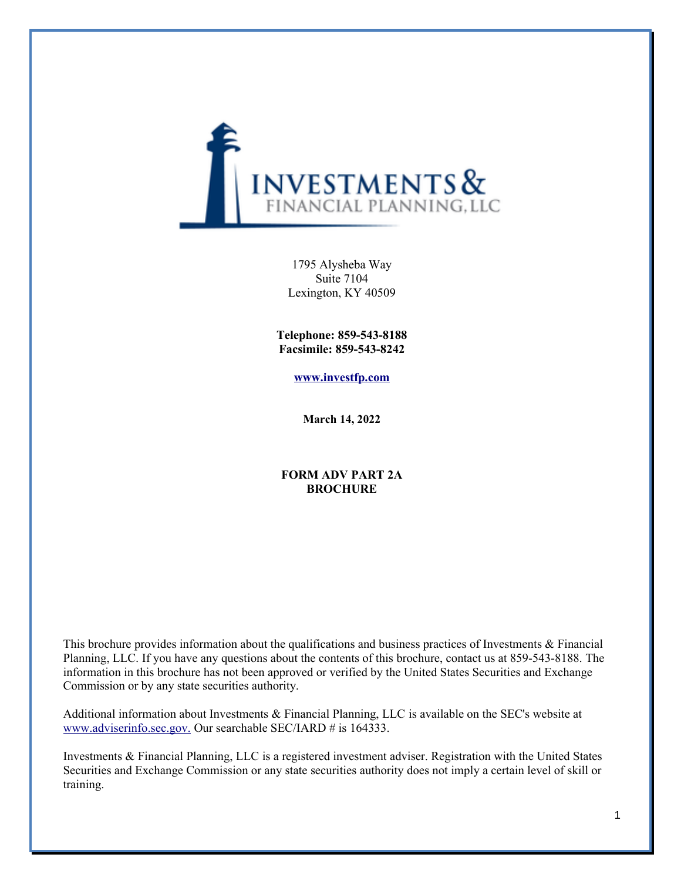INVESTMENTS & FINANCIAL PLANNING, LLC

1795 Alysheba Way
Suite 7104
Lexington, KY 40509

**Telephone: 859-543-8188**
**Facsimile: 859-543-8242**

**www.investfp.com**

**March 14, 2022**

**FORM ADV PART 2A**
**BROCHURE**

This brochure provides information about the qualifications and business practices of Investments & Financial Planning, LLC. If you have any questions about the contents of this brochure, contact us at 859-543-8188. The information in this brochure has not been approved or verified by the United States Securities and Exchange Commission or by any state securities authority.

Additional information about Investments & Financial Planning, LLC is available on the SEC's website at www.adviserinfo.sec.gov. Our searchable SEC/IARD # is 164333.

Investments & Financial Planning, LLC is a registered investment adviser. Registration with the United States Securities and Exchange Commission or any state securities authority does not imply a certain level of skill or training.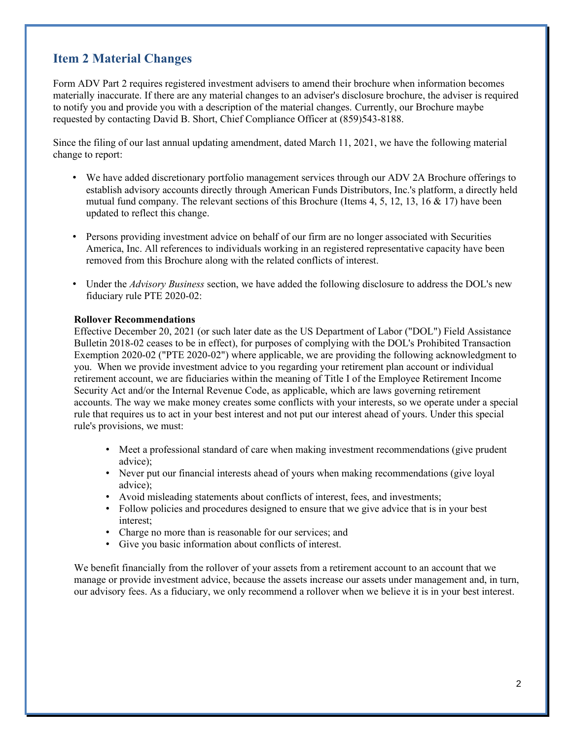## Item 2 Material Changes

Form ADV Part 2 requires registered investment advisers to amend their brochure when information becomes materially inaccurate. If there are any material changes to an adviser's disclosure brochure, the adviser is required to notify you and provide you with a description of the material changes. Currently, our Brochure maybe requested by contacting David B. Short, Chief Compliance Officer at (859)543-8188.

Since the filing of our last annual updating amendment, dated March 11, 2021, we have the following material change to report:

- We have added discretionary portfolio management services through our ADV 2A Brochure offerings to establish advisory accounts directly through American Funds Distributors, Inc.'s platform, a directly held mutual fund company. The relevant sections of this Brochure (Items 4, 5, 12, 13, 16 & 17) have been updated to reflect this change.

- Persons providing investment advice on behalf of our firm are no longer associated with Securities America, Inc. All references to individuals working in an registered representative capacity have been removed from this Brochure along with the related conflicts of interest.

- Under the *Advisory Business* section, we have added the following disclosure to address the DOL's new fiduciary rule PTE 2020-02:

**Rollover Recommendations**
Effective December 20, 2021 (or such later date as the US Department of Labor ("DOL") Field Assistance Bulletin 2018-02 ceases to be in effect), for purposes of complying with the DOL's Prohibited Transaction Exemption 2020-02 ("PTE 2020-02") where applicable, we are providing the following acknowledgment to you. When we provide investment advice to you regarding your retirement plan account or individual retirement account, we are fiduciaries within the meaning of Title I of the Employee Retirement Income Security Act and/or the Internal Revenue Code, as applicable, which are laws governing retirement accounts. The way we make money creates some conflicts with your interests, so we operate under a special rule that requires us to act in your best interest and not put our interest ahead of yours. Under this special rule's provisions, we must:

- Meet a professional standard of care when making investment recommendations (give prudent advice);
- Never put our financial interests ahead of yours when making recommendations (give loyal advice);
- Avoid misleading statements about conflicts of interest, fees, and investments;
- Follow policies and procedures designed to ensure that we give advice that is in your best interest;
- Charge no more than is reasonable for our services; and
- Give you basic information about conflicts of interest.

We benefit financially from the rollover of your assets from a retirement account to an account that we manage or provide investment advice, because the assets increase our assets under management and, in turn, our advisory fees. As a fiduciary, we only recommend a rollover when we believe it is in your best interest.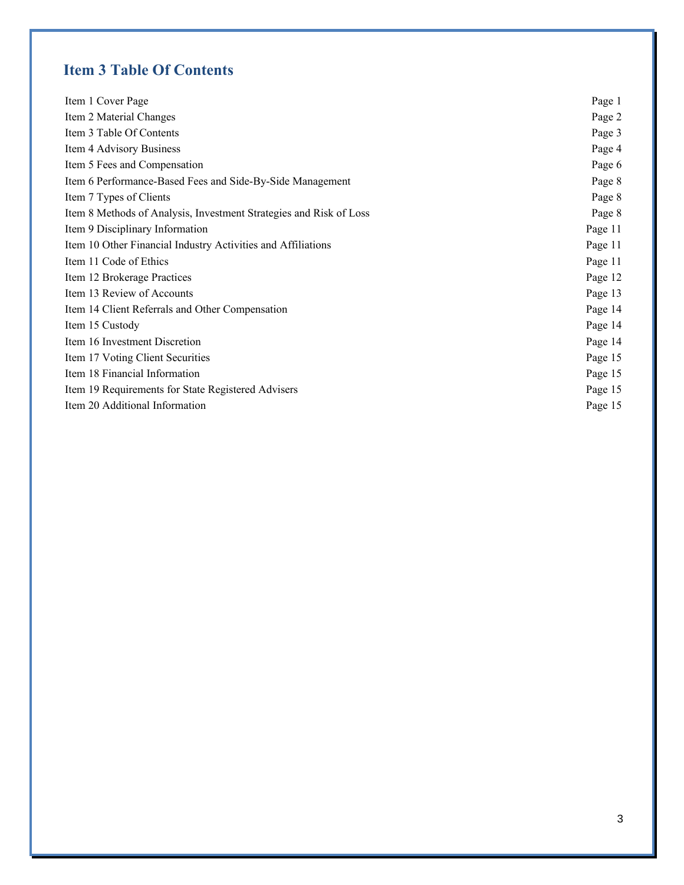## Item 3 Table Of Contents

| | |
|---|---|
| Item 1 Cover Page | Page 1 |
| Item 2 Material Changes | Page 2 |
| Item 3 Table Of Contents | Page 3 |
| Item 4 Advisory Business | Page 4 |
| Item 5 Fees and Compensation | Page 6 |
| Item 6 Performance-Based Fees and Side-By-Side Management | Page 8 |
| Item 7 Types of Clients | Page 8 |
| Item 8 Methods of Analysis, Investment Strategies and Risk of Loss | Page 8 |
| Item 9 Disciplinary Information | Page 11 |
| Item 10 Other Financial Industry Activities and Affiliations | Page 11 |
| Item 11 Code of Ethics | Page 11 |
| Item 12 Brokerage Practices | Page 12 |
| Item 13 Review of Accounts | Page 13 |
| Item 14 Client Referrals and Other Compensation | Page 14 |
| Item 15 Custody | Page 14 |
| Item 16 Investment Discretion | Page 14 |
| Item 17 Voting Client Securities | Page 15 |
| Item 18 Financial Information | Page 15 |
| Item 19 Requirements for State Registered Advisers | Page 15 |
| Item 20 Additional Information | Page 15 |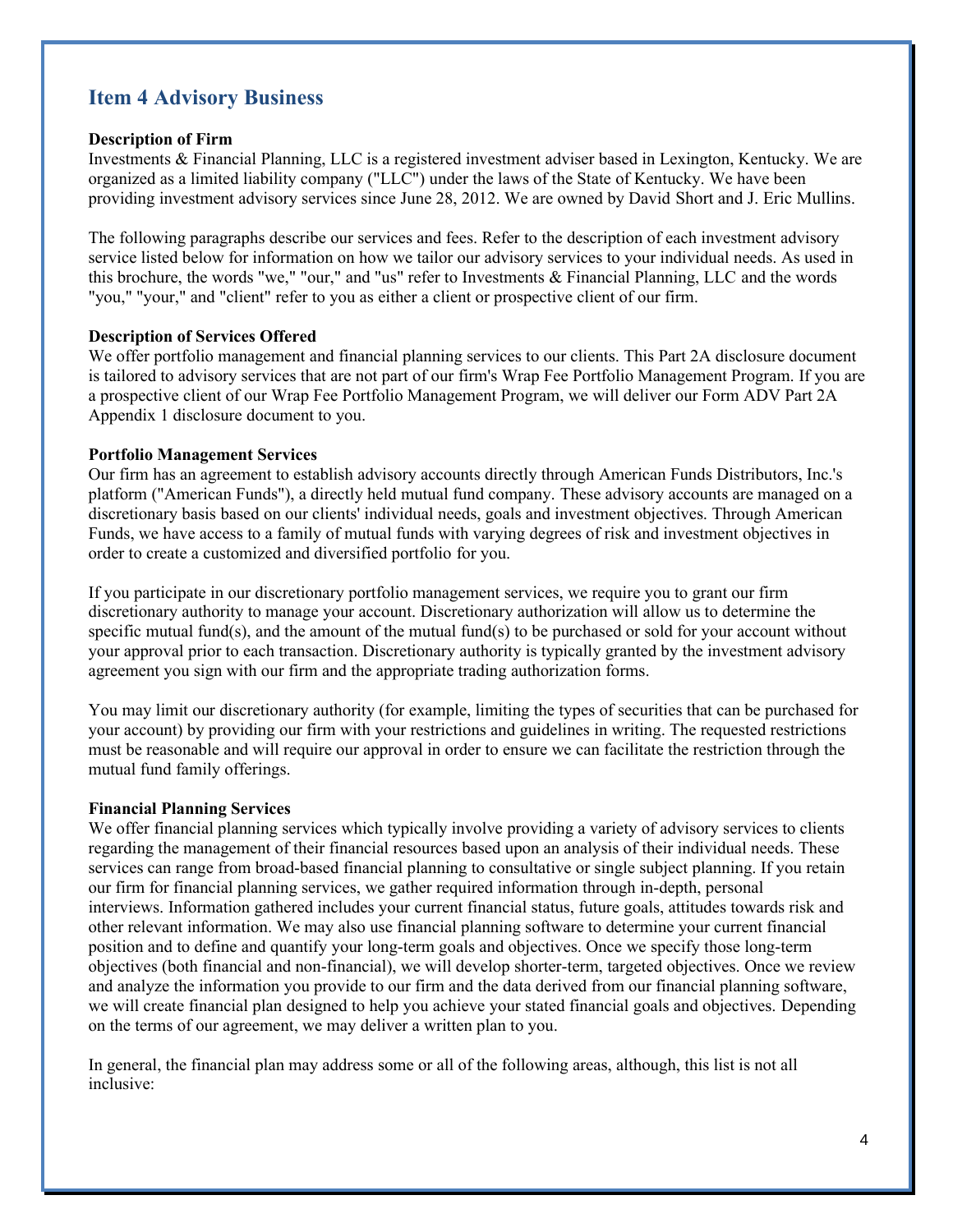## Item 4 Advisory Business

**Description of Firm**

Investments & Financial Planning, LLC is a registered investment adviser based in Lexington, Kentucky. We are organized as a limited liability company ("LLC") under the laws of the State of Kentucky. We have been providing investment advisory services since June 28, 2012. We are owned by David Short and J. Eric Mullins.

The following paragraphs describe our services and fees. Refer to the description of each investment advisory service listed below for information on how we tailor our advisory services to your individual needs. As used in this brochure, the words "we," "our," and "us" refer to Investments & Financial Planning, LLC and the words "you," "your," and "client" refer to you as either a client or prospective client of our firm.

**Description of Services Offered**

We offer portfolio management and financial planning services to our clients. This Part 2A disclosure document is tailored to advisory services that are not part of our firm's Wrap Fee Portfolio Management Program. If you are a prospective client of our Wrap Fee Portfolio Management Program, we will deliver our Form ADV Part 2A Appendix 1 disclosure document to you.

**Portfolio Management Services**

Our firm has an agreement to establish advisory accounts directly through American Funds Distributors, Inc.'s platform ("American Funds"), a directly held mutual fund company. These advisory accounts are managed on a discretionary basis based on our clients' individual needs, goals and investment objectives. Through American Funds, we have access to a family of mutual funds with varying degrees of risk and investment objectives in order to create a customized and diversified portfolio for you.

If you participate in our discretionary portfolio management services, we require you to grant our firm discretionary authority to manage your account. Discretionary authorization will allow us to determine the specific mutual fund(s), and the amount of the mutual fund(s) to be purchased or sold for your account without your approval prior to each transaction. Discretionary authority is typically granted by the investment advisory agreement you sign with our firm and the appropriate trading authorization forms.

You may limit our discretionary authority (for example, limiting the types of securities that can be purchased for your account) by providing our firm with your restrictions and guidelines in writing. The requested restrictions must be reasonable and will require our approval in order to ensure we can facilitate the restriction through the mutual fund family offerings.

**Financial Planning Services**

We offer financial planning services which typically involve providing a variety of advisory services to clients regarding the management of their financial resources based upon an analysis of their individual needs. These services can range from broad-based financial planning to consultative or single subject planning. If you retain our firm for financial planning services, we gather required information through in-depth, personal interviews. Information gathered includes your current financial status, future goals, attitudes towards risk and other relevant information. We may also use financial planning software to determine your current financial position and to define and quantify your long-term goals and objectives. Once we specify those long-term objectives (both financial and non-financial), we will develop shorter-term, targeted objectives. Once we review and analyze the information you provide to our firm and the data derived from our financial planning software, we will create financial plan designed to help you achieve your stated financial goals and objectives. Depending on the terms of our agreement, we may deliver a written plan to you.

In general, the financial plan may address some or all of the following areas, although, this list is not all inclusive: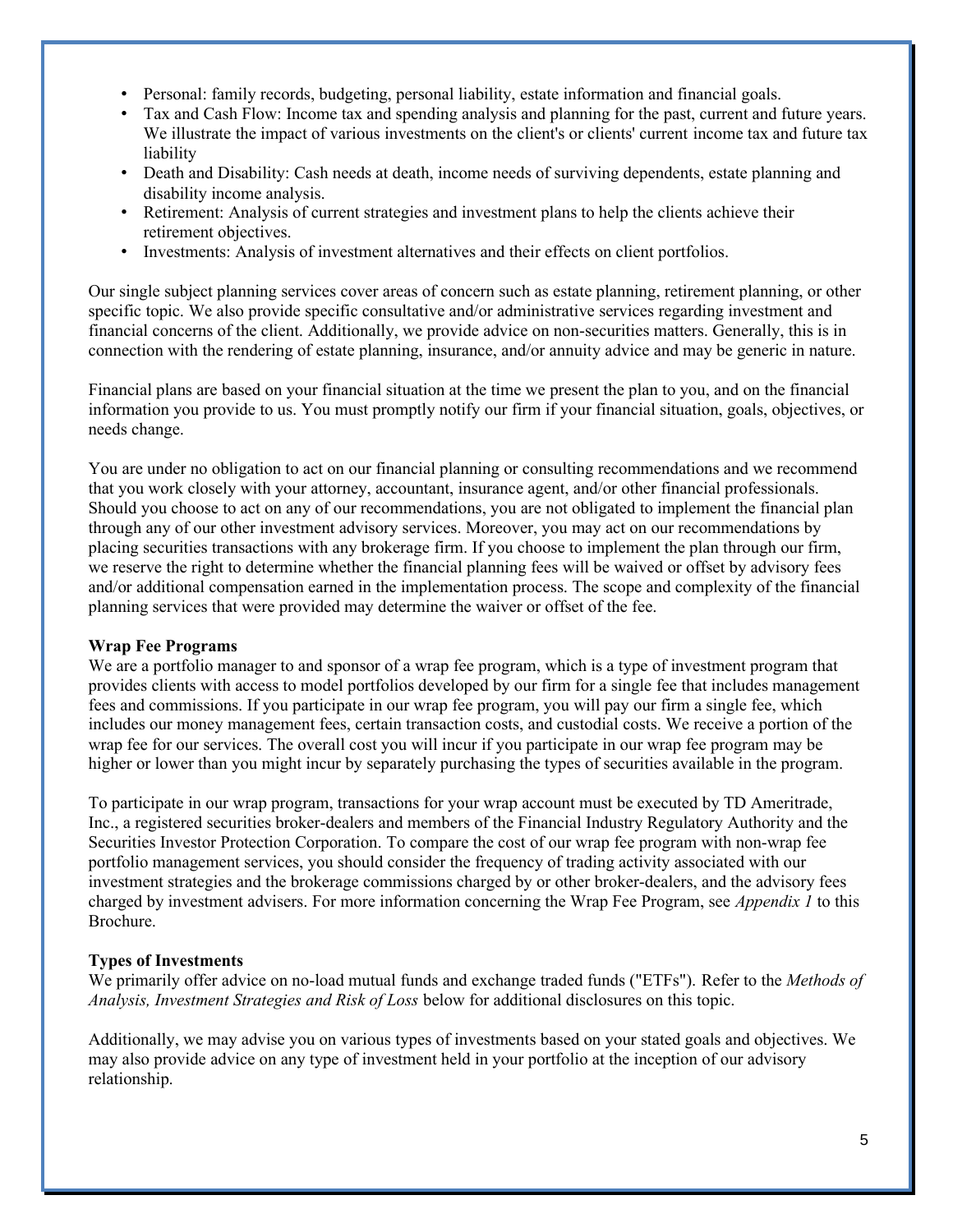- Personal: family records, budgeting, personal liability, estate information and financial goals.
- Tax and Cash Flow: Income tax and spending analysis and planning for the past, current and future years. We illustrate the impact of various investments on the client's or clients' current income tax and future tax liability
- Death and Disability: Cash needs at death, income needs of surviving dependents, estate planning and disability income analysis.
- Retirement: Analysis of current strategies and investment plans to help the clients achieve their retirement objectives.
- Investments: Analysis of investment alternatives and their effects on client portfolios.

Our single subject planning services cover areas of concern such as estate planning, retirement planning, or other specific topic. We also provide specific consultative and/or administrative services regarding investment and financial concerns of the client. Additionally, we provide advice on non-securities matters. Generally, this is in connection with the rendering of estate planning, insurance, and/or annuity advice and may be generic in nature.

Financial plans are based on your financial situation at the time we present the plan to you, and on the financial information you provide to us. You must promptly notify our firm if your financial situation, goals, objectives, or needs change.

You are under no obligation to act on our financial planning or consulting recommendations and we recommend that you work closely with your attorney, accountant, insurance agent, and/or other financial professionals. Should you choose to act on any of our recommendations, you are not obligated to implement the financial plan through any of our other investment advisory services. Moreover, you may act on our recommendations by placing securities transactions with any brokerage firm. If you choose to implement the plan through our firm, we reserve the right to determine whether the financial planning fees will be waived or offset by advisory fees and/or additional compensation earned in the implementation process. The scope and complexity of the financial planning services that were provided may determine the waiver or offset of the fee.

**Wrap Fee Programs**

We are a portfolio manager to and sponsor of a wrap fee program, which is a type of investment program that provides clients with access to model portfolios developed by our firm for a single fee that includes management fees and commissions. If you participate in our wrap fee program, you will pay our firm a single fee, which includes our money management fees, certain transaction costs, and custodial costs. We receive a portion of the wrap fee for our services. The overall cost you will incur if you participate in our wrap fee program may be higher or lower than you might incur by separately purchasing the types of securities available in the program.

To participate in our wrap program, transactions for your wrap account must be executed by TD Ameritrade, Inc., a registered securities broker-dealers and members of the Financial Industry Regulatory Authority and the Securities Investor Protection Corporation. To compare the cost of our wrap fee program with non-wrap fee portfolio management services, you should consider the frequency of trading activity associated with our investment strategies and the brokerage commissions charged by or other broker-dealers, and the advisory fees charged by investment advisers. For more information concerning the Wrap Fee Program, see *Appendix 1* to this Brochure.

**Types of Investments**

We primarily offer advice on no-load mutual funds and exchange traded funds ("ETFs"). Refer to the *Methods of Analysis, Investment Strategies and Risk of Loss* below for additional disclosures on this topic.

Additionally, we may advise you on various types of investments based on your stated goals and objectives. We may also provide advice on any type of investment held in your portfolio at the inception of our advisory relationship.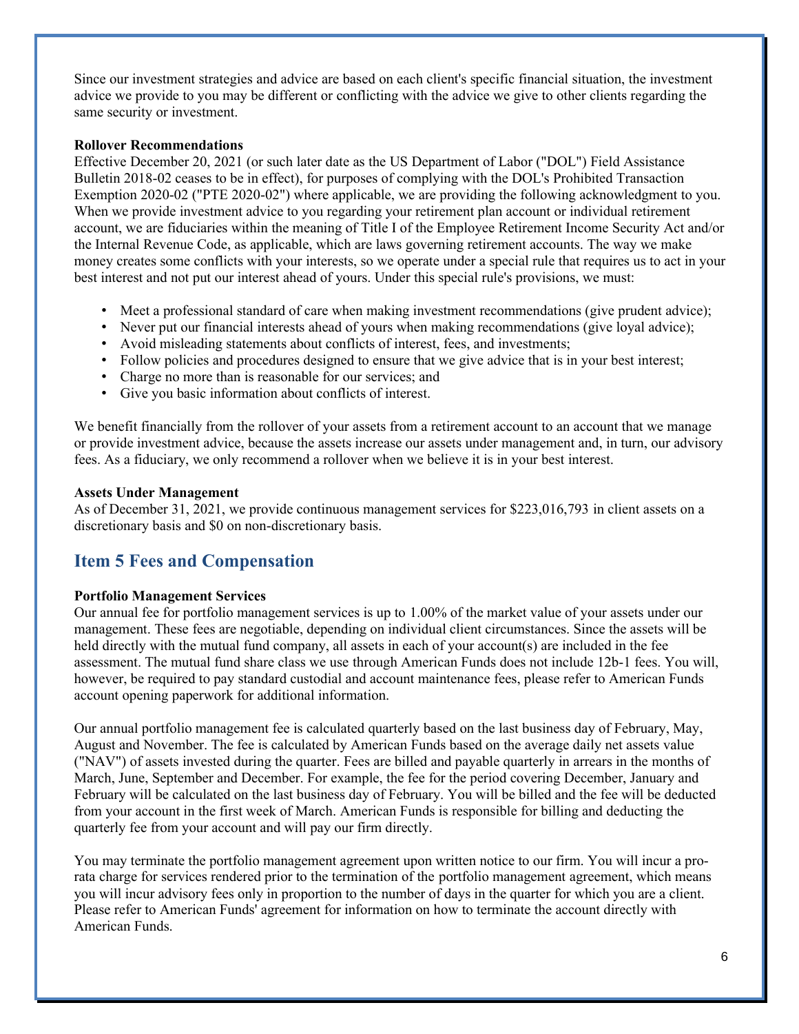Since our investment strategies and advice are based on each client's specific financial situation, the investment advice we provide to you may be different or conflicting with the advice we give to other clients regarding the same security or investment.

**Rollover Recommendations**

Effective December 20, 2021 (or such later date as the US Department of Labor ("DOL") Field Assistance Bulletin 2018-02 ceases to be in effect), for purposes of complying with the DOL's Prohibited Transaction Exemption 2020-02 ("PTE 2020-02") where applicable, we are providing the following acknowledgment to you. When we provide investment advice to you regarding your retirement plan account or individual retirement account, we are fiduciaries within the meaning of Title I of the Employee Retirement Income Security Act and/or the Internal Revenue Code, as applicable, which are laws governing retirement accounts. The way we make money creates some conflicts with your interests, so we operate under a special rule that requires us to act in your best interest and not put our interest ahead of yours. Under this special rule's provisions, we must:

- Meet a professional standard of care when making investment recommendations (give prudent advice);
- Never put our financial interests ahead of yours when making recommendations (give loyal advice);
- Avoid misleading statements about conflicts of interest, fees, and investments;
- Follow policies and procedures designed to ensure that we give advice that is in your best interest;
- Charge no more than is reasonable for our services; and
- Give you basic information about conflicts of interest.

We benefit financially from the rollover of your assets from a retirement account to an account that we manage or provide investment advice, because the assets increase our assets under management and, in turn, our advisory fees. As a fiduciary, we only recommend a rollover when we believe it is in your best interest.

**Assets Under Management**

As of December 31, 2021, we provide continuous management services for $223,016,793 in client assets on a discretionary basis and $0 on non-discretionary basis.

## Item 5 Fees and Compensation

**Portfolio Management Services**

Our annual fee for portfolio management services is up to 1.00% of the market value of your assets under our management. These fees are negotiable, depending on individual client circumstances. Since the assets will be held directly with the mutual fund company, all assets in each of your account(s) are included in the fee assessment. The mutual fund share class we use through American Funds does not include 12b-1 fees. You will, however, be required to pay standard custodial and account maintenance fees, please refer to American Funds account opening paperwork for additional information.

Our annual portfolio management fee is calculated quarterly based on the last business day of February, May, August and November. The fee is calculated by American Funds based on the average daily net assets value ("NAV") of assets invested during the quarter. Fees are billed and payable quarterly in arrears in the months of March, June, September and December. For example, the fee for the period covering December, January and February will be calculated on the last business day of February. You will be billed and the fee will be deducted from your account in the first week of March. American Funds is responsible for billing and deducting the quarterly fee from your account and will pay our firm directly.

You may terminate the portfolio management agreement upon written notice to our firm. You will incur a pro-rata charge for services rendered prior to the termination of the portfolio management agreement, which means you will incur advisory fees only in proportion to the number of days in the quarter for which you are a client. Please refer to American Funds' agreement for information on how to terminate the account directly with American Funds.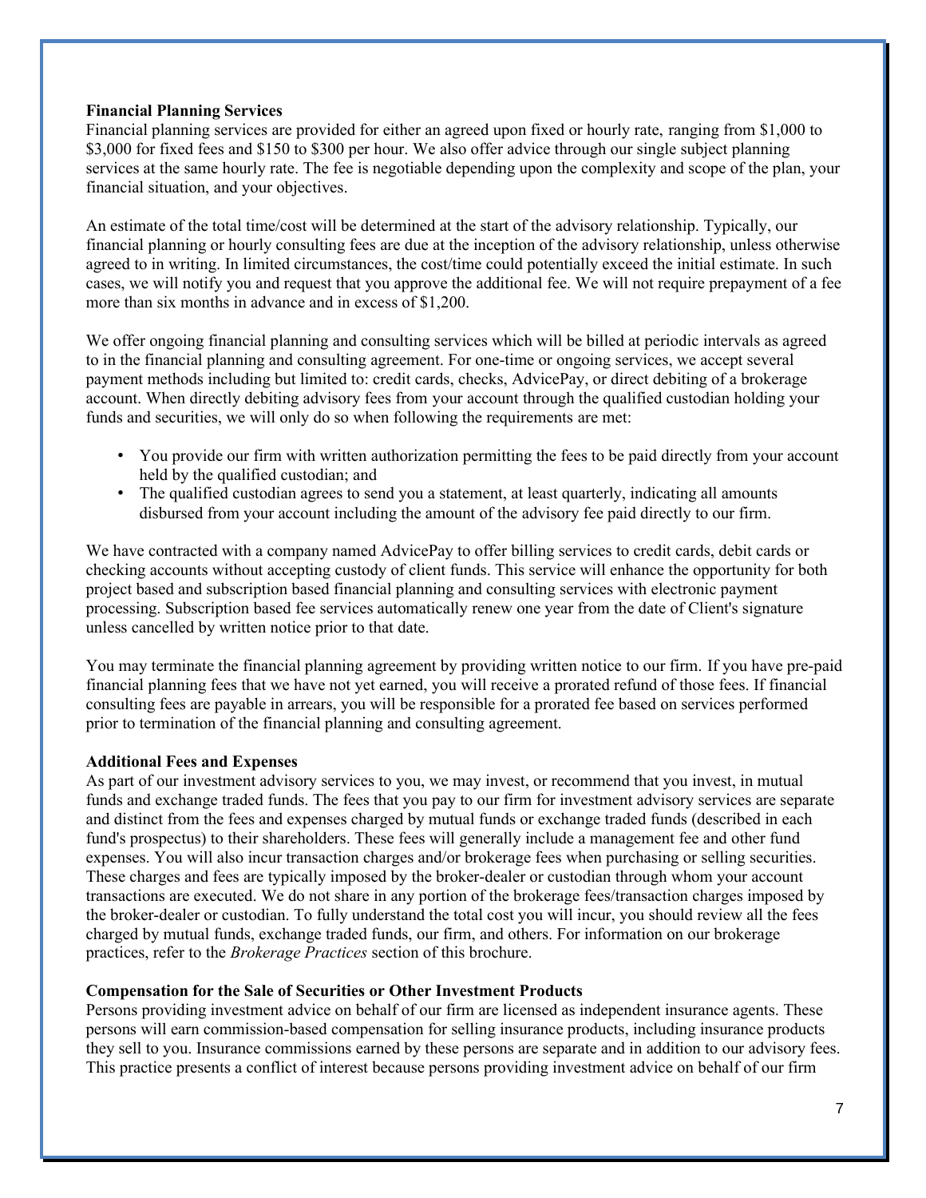**Financial Planning Services**

Financial planning services are provided for either an agreed upon fixed or hourly rate, ranging from $1,000 to $3,000 for fixed fees and $150 to $300 per hour. We also offer advice through our single subject planning services at the same hourly rate. The fee is negotiable depending upon the complexity and scope of the plan, your financial situation, and your objectives.

An estimate of the total time/cost will be determined at the start of the advisory relationship. Typically, our financial planning or hourly consulting fees are due at the inception of the advisory relationship, unless otherwise agreed to in writing. In limited circumstances, the cost/time could potentially exceed the initial estimate. In such cases, we will notify you and request that you approve the additional fee. We will not require prepayment of a fee more than six months in advance and in excess of $1,200.

We offer ongoing financial planning and consulting services which will be billed at periodic intervals as agreed to in the financial planning and consulting agreement. For one-time or ongoing services, we accept several payment methods including but limited to: credit cards, checks, AdvicePay, or direct debiting of a brokerage account. When directly debiting advisory fees from your account through the qualified custodian holding your funds and securities, we will only do so when following the requirements are met:

- You provide our firm with written authorization permitting the fees to be paid directly from your account held by the qualified custodian; and
- The qualified custodian agrees to send you a statement, at least quarterly, indicating all amounts disbursed from your account including the amount of the advisory fee paid directly to our firm.

We have contracted with a company named AdvicePay to offer billing services to credit cards, debit cards or checking accounts without accepting custody of client funds. This service will enhance the opportunity for both project based and subscription based financial planning and consulting services with electronic payment processing. Subscription based fee services automatically renew one year from the date of Client's signature unless cancelled by written notice prior to that date.

You may terminate the financial planning agreement by providing written notice to our firm. If you have pre-paid financial planning fees that we have not yet earned, you will receive a prorated refund of those fees. If financial consulting fees are payable in arrears, you will be responsible for a prorated fee based on services performed prior to termination of the financial planning and consulting agreement.

**Additional Fees and Expenses**

As part of our investment advisory services to you, we may invest, or recommend that you invest, in mutual funds and exchange traded funds. The fees that you pay to our firm for investment advisory services are separate and distinct from the fees and expenses charged by mutual funds or exchange traded funds (described in each fund's prospectus) to their shareholders. These fees will generally include a management fee and other fund expenses. You will also incur transaction charges and/or brokerage fees when purchasing or selling securities. These charges and fees are typically imposed by the broker-dealer or custodian through whom your account transactions are executed. We do not share in any portion of the brokerage fees/transaction charges imposed by the broker-dealer or custodian. To fully understand the total cost you will incur, you should review all the fees charged by mutual funds, exchange traded funds, our firm, and others. For information on our brokerage practices, refer to the *Brokerage Practices* section of this brochure.

**Compensation for the Sale of Securities or Other Investment Products**

Persons providing investment advice on behalf of our firm are licensed as independent insurance agents. These persons will earn commission-based compensation for selling insurance products, including insurance products they sell to you. Insurance commissions earned by these persons are separate and in addition to our advisory fees. This practice presents a conflict of interest because persons providing investment advice on behalf of our firm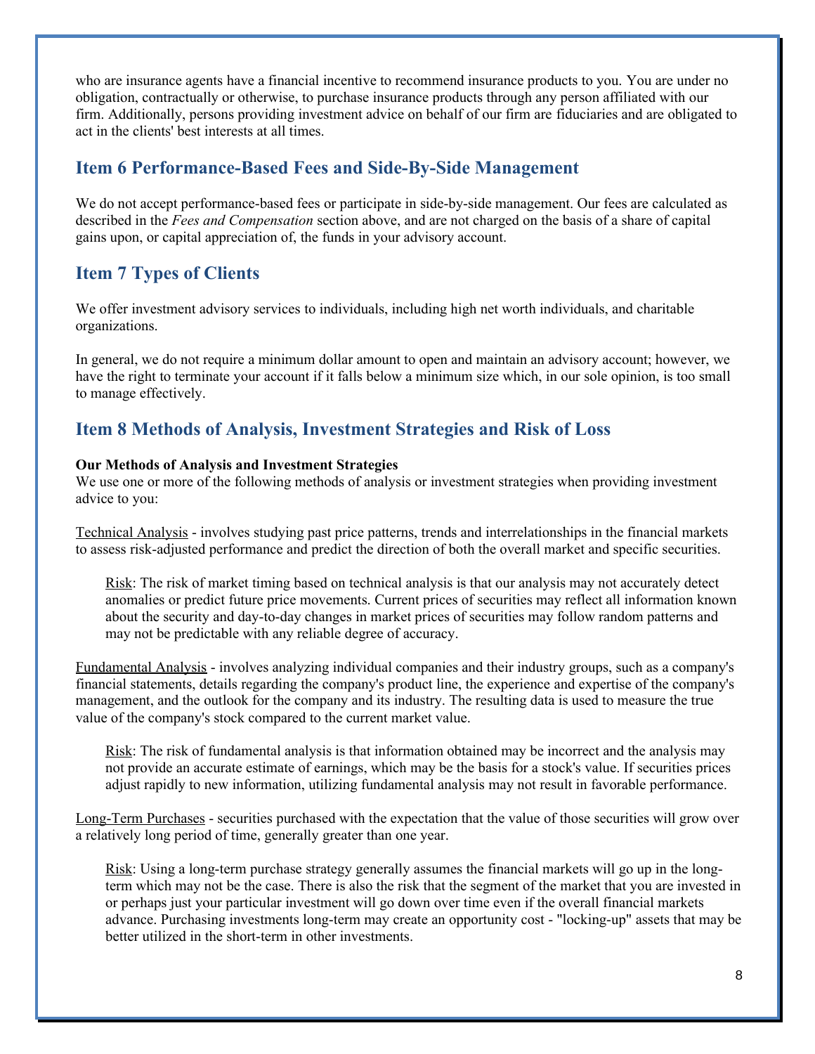who are insurance agents have a financial incentive to recommend insurance products to you. You are under no obligation, contractually or otherwise, to purchase insurance products through any person affiliated with our firm. Additionally, persons providing investment advice on behalf of our firm are fiduciaries and are obligated to act in the clients' best interests at all times.

## Item 6 Performance-Based Fees and Side-By-Side Management

We do not accept performance-based fees or participate in side-by-side management. Our fees are calculated as described in the *Fees and Compensation* section above, and are not charged on the basis of a share of capital gains upon, or capital appreciation of, the funds in your advisory account.

## Item 7 Types of Clients

We offer investment advisory services to individuals, including high net worth individuals, and charitable organizations.

In general, we do not require a minimum dollar amount to open and maintain an advisory account; however, we have the right to terminate your account if it falls below a minimum size which, in our sole opinion, is too small to manage effectively.

## Item 8 Methods of Analysis, Investment Strategies and Risk of Loss

**Our Methods of Analysis and Investment Strategies**

We use one or more of the following methods of analysis or investment strategies when providing investment advice to you:

Technical Analysis - involves studying past price patterns, trends and interrelationships in the financial markets to assess risk-adjusted performance and predict the direction of both the overall market and specific securities.

> Risk: The risk of market timing based on technical analysis is that our analysis may not accurately detect anomalies or predict future price movements. Current prices of securities may reflect all information known about the security and day-to-day changes in market prices of securities may follow random patterns and may not be predictable with any reliable degree of accuracy.

Fundamental Analysis - involves analyzing individual companies and their industry groups, such as a company's financial statements, details regarding the company's product line, the experience and expertise of the company's management, and the outlook for the company and its industry. The resulting data is used to measure the true value of the company's stock compared to the current market value.

> Risk: The risk of fundamental analysis is that information obtained may be incorrect and the analysis may not provide an accurate estimate of earnings, which may be the basis for a stock's value. If securities prices adjust rapidly to new information, utilizing fundamental analysis may not result in favorable performance.

Long-Term Purchases - securities purchased with the expectation that the value of those securities will grow over a relatively long period of time, generally greater than one year.

> Risk: Using a long-term purchase strategy generally assumes the financial markets will go up in the long-term which may not be the case. There is also the risk that the segment of the market that you are invested in or perhaps just your particular investment will go down over time even if the overall financial markets advance. Purchasing investments long-term may create an opportunity cost - "locking-up" assets that may be better utilized in the short-term in other investments.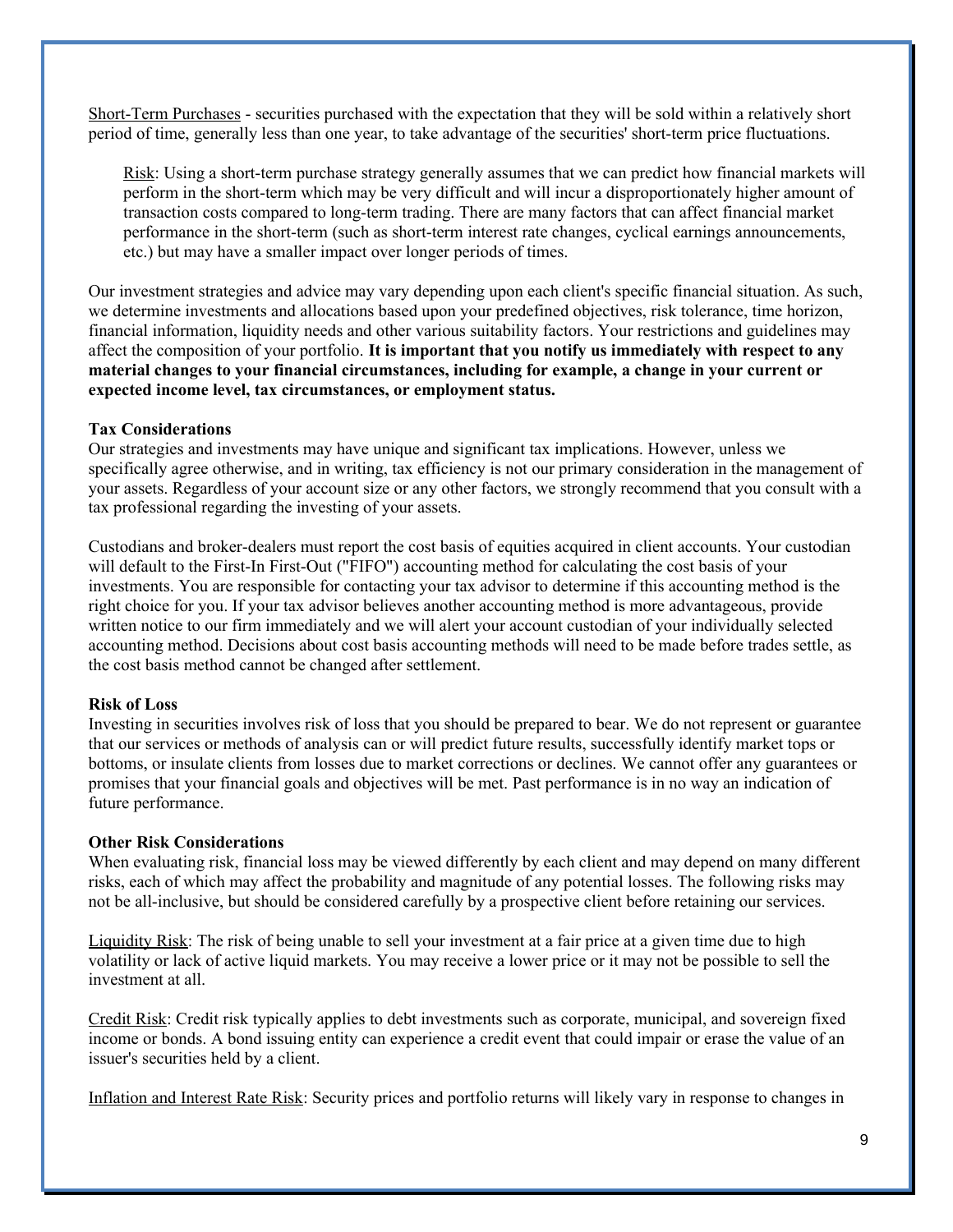Short-Term Purchases - securities purchased with the expectation that they will be sold within a relatively short period of time, generally less than one year, to take advantage of the securities' short-term price fluctuations.

> Risk: Using a short-term purchase strategy generally assumes that we can predict how financial markets will perform in the short-term which may be very difficult and will incur a disproportionately higher amount of transaction costs compared to long-term trading. There are many factors that can affect financial market performance in the short-term (such as short-term interest rate changes, cyclical earnings announcements, etc.) but may have a smaller impact over longer periods of times.

Our investment strategies and advice may vary depending upon each client's specific financial situation. As such, we determine investments and allocations based upon your predefined objectives, risk tolerance, time horizon, financial information, liquidity needs and other various suitability factors. Your restrictions and guidelines may affect the composition of your portfolio. **It is important that you notify us immediately with respect to any material changes to your financial circumstances, including for example, a change in your current or expected income level, tax circumstances, or employment status.**

**Tax Considerations**

Our strategies and investments may have unique and significant tax implications. However, unless we specifically agree otherwise, and in writing, tax efficiency is not our primary consideration in the management of your assets. Regardless of your account size or any other factors, we strongly recommend that you consult with a tax professional regarding the investing of your assets.

Custodians and broker-dealers must report the cost basis of equities acquired in client accounts. Your custodian will default to the First-In First-Out ("FIFO") accounting method for calculating the cost basis of your investments. You are responsible for contacting your tax advisor to determine if this accounting method is the right choice for you. If your tax advisor believes another accounting method is more advantageous, provide written notice to our firm immediately and we will alert your account custodian of your individually selected accounting method. Decisions about cost basis accounting methods will need to be made before trades settle, as the cost basis method cannot be changed after settlement.

**Risk of Loss**

Investing in securities involves risk of loss that you should be prepared to bear. We do not represent or guarantee that our services or methods of analysis can or will predict future results, successfully identify market tops or bottoms, or insulate clients from losses due to market corrections or declines. We cannot offer any guarantees or promises that your financial goals and objectives will be met. Past performance is in no way an indication of future performance.

**Other Risk Considerations**

When evaluating risk, financial loss may be viewed differently by each client and may depend on many different risks, each of which may affect the probability and magnitude of any potential losses. The following risks may not be all-inclusive, but should be considered carefully by a prospective client before retaining our services.

Liquidity Risk: The risk of being unable to sell your investment at a fair price at a given time due to high volatility or lack of active liquid markets. You may receive a lower price or it may not be possible to sell the investment at all.

Credit Risk: Credit risk typically applies to debt investments such as corporate, municipal, and sovereign fixed income or bonds. A bond issuing entity can experience a credit event that could impair or erase the value of an issuer's securities held by a client.

Inflation and Interest Rate Risk: Security prices and portfolio returns will likely vary in response to changes in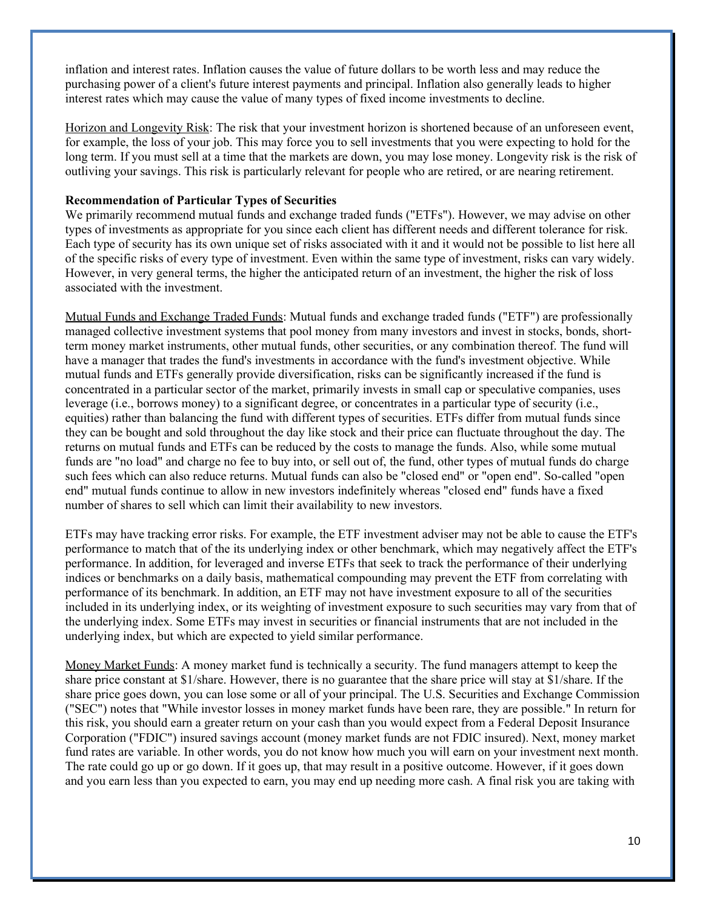inflation and interest rates. Inflation causes the value of future dollars to be worth less and may reduce the purchasing power of a client's future interest payments and principal. Inflation also generally leads to higher interest rates which may cause the value of many types of fixed income investments to decline.

Horizon and Longevity Risk: The risk that your investment horizon is shortened because of an unforeseen event, for example, the loss of your job. This may force you to sell investments that you were expecting to hold for the long term. If you must sell at a time that the markets are down, you may lose money. Longevity risk is the risk of outliving your savings. This risk is particularly relevant for people who are retired, or are nearing retirement.

**Recommendation of Particular Types of Securities**

We primarily recommend mutual funds and exchange traded funds ("ETFs"). However, we may advise on other types of investments as appropriate for you since each client has different needs and different tolerance for risk. Each type of security has its own unique set of risks associated with it and it would not be possible to list here all of the specific risks of every type of investment. Even within the same type of investment, risks can vary widely. However, in very general terms, the higher the anticipated return of an investment, the higher the risk of loss associated with the investment.

Mutual Funds and Exchange Traded Funds: Mutual funds and exchange traded funds ("ETF") are professionally managed collective investment systems that pool money from many investors and invest in stocks, bonds, short-term money market instruments, other mutual funds, other securities, or any combination thereof. The fund will have a manager that trades the fund's investments in accordance with the fund's investment objective. While mutual funds and ETFs generally provide diversification, risks can be significantly increased if the fund is concentrated in a particular sector of the market, primarily invests in small cap or speculative companies, uses leverage (i.e., borrows money) to a significant degree, or concentrates in a particular type of security (i.e., equities) rather than balancing the fund with different types of securities. ETFs differ from mutual funds since they can be bought and sold throughout the day like stock and their price can fluctuate throughout the day. The returns on mutual funds and ETFs can be reduced by the costs to manage the funds. Also, while some mutual funds are "no load" and charge no fee to buy into, or sell out of, the fund, other types of mutual funds do charge such fees which can also reduce returns. Mutual funds can also be "closed end" or "open end". So-called "open end" mutual funds continue to allow in new investors indefinitely whereas "closed end" funds have a fixed number of shares to sell which can limit their availability to new investors.

ETFs may have tracking error risks. For example, the ETF investment adviser may not be able to cause the ETF's performance to match that of the its underlying index or other benchmark, which may negatively affect the ETF's performance. In addition, for leveraged and inverse ETFs that seek to track the performance of their underlying indices or benchmarks on a daily basis, mathematical compounding may prevent the ETF from correlating with performance of its benchmark. In addition, an ETF may not have investment exposure to all of the securities included in its underlying index, or its weighting of investment exposure to such securities may vary from that of the underlying index. Some ETFs may invest in securities or financial instruments that are not included in the underlying index, but which are expected to yield similar performance.

Money Market Funds: A money market fund is technically a security. The fund managers attempt to keep the share price constant at $1/share. However, there is no guarantee that the share price will stay at $1/share. If the share price goes down, you can lose some or all of your principal. The U.S. Securities and Exchange Commission ("SEC") notes that "While investor losses in money market funds have been rare, they are possible." In return for this risk, you should earn a greater return on your cash than you would expect from a Federal Deposit Insurance Corporation ("FDIC") insured savings account (money market funds are not FDIC insured). Next, money market fund rates are variable. In other words, you do not know how much you will earn on your investment next month. The rate could go up or go down. If it goes up, that may result in a positive outcome. However, if it goes down and you earn less than you expected to earn, you may end up needing more cash. A final risk you are taking with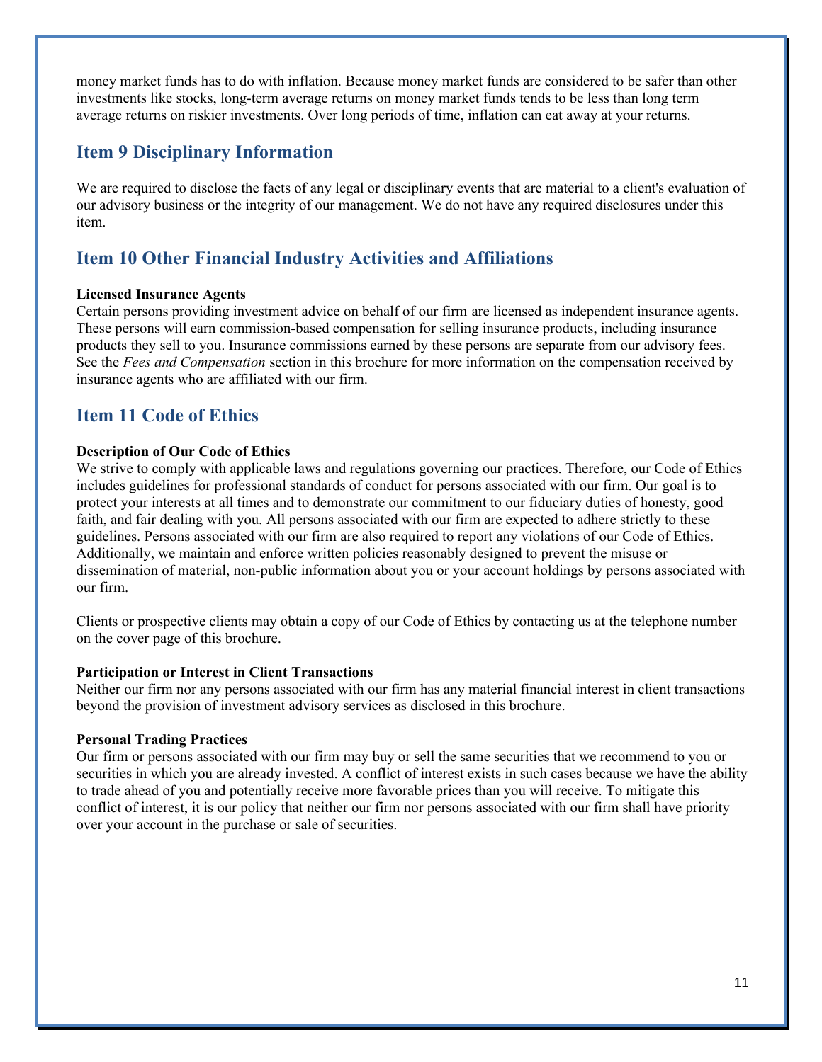money market funds has to do with inflation. Because money market funds are considered to be safer than other investments like stocks, long-term average returns on money market funds tends to be less than long term average returns on riskier investments. Over long periods of time, inflation can eat away at your returns.

## Item 9 Disciplinary Information

We are required to disclose the facts of any legal or disciplinary events that are material to a client's evaluation of our advisory business or the integrity of our management. We do not have any required disclosures under this item.

## Item 10 Other Financial Industry Activities and Affiliations

**Licensed Insurance Agents**
Certain persons providing investment advice on behalf of our firm are licensed as independent insurance agents. These persons will earn commission-based compensation for selling insurance products, including insurance products they sell to you. Insurance commissions earned by these persons are separate from our advisory fees. See the *Fees and Compensation* section in this brochure for more information on the compensation received by insurance agents who are affiliated with our firm.

## Item 11 Code of Ethics

**Description of Our Code of Ethics**
We strive to comply with applicable laws and regulations governing our practices. Therefore, our Code of Ethics includes guidelines for professional standards of conduct for persons associated with our firm. Our goal is to protect your interests at all times and to demonstrate our commitment to our fiduciary duties of honesty, good faith, and fair dealing with you. All persons associated with our firm are expected to adhere strictly to these guidelines. Persons associated with our firm are also required to report any violations of our Code of Ethics. Additionally, we maintain and enforce written policies reasonably designed to prevent the misuse or dissemination of material, non-public information about you or your account holdings by persons associated with our firm.

Clients or prospective clients may obtain a copy of our Code of Ethics by contacting us at the telephone number on the cover page of this brochure.

**Participation or Interest in Client Transactions**
Neither our firm nor any persons associated with our firm has any material financial interest in client transactions beyond the provision of investment advisory services as disclosed in this brochure.

**Personal Trading Practices**
Our firm or persons associated with our firm may buy or sell the same securities that we recommend to you or securities in which you are already invested. A conflict of interest exists in such cases because we have the ability to trade ahead of you and potentially receive more favorable prices than you will receive. To mitigate this conflict of interest, it is our policy that neither our firm nor persons associated with our firm shall have priority over your account in the purchase or sale of securities.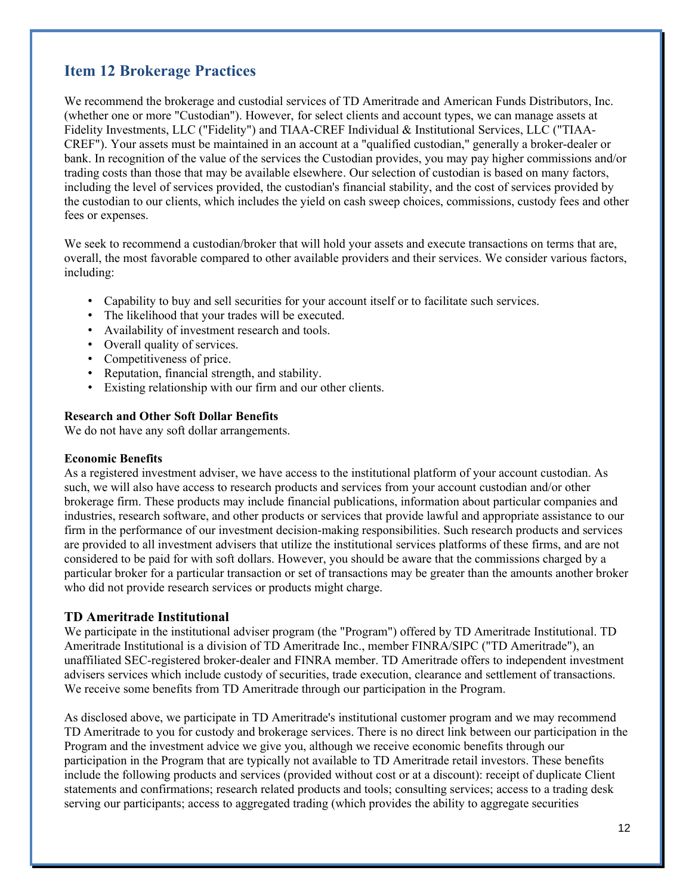## Item 12 Brokerage Practices

We recommend the brokerage and custodial services of TD Ameritrade and American Funds Distributors, Inc. (whether one or more "Custodian"). However, for select clients and account types, we can manage assets at Fidelity Investments, LLC ("Fidelity") and TIAA-CREF Individual & Institutional Services, LLC ("TIAA-CREF"). Your assets must be maintained in an account at a "qualified custodian," generally a broker-dealer or bank. In recognition of the value of the services the Custodian provides, you may pay higher commissions and/or trading costs than those that may be available elsewhere. Our selection of custodian is based on many factors, including the level of services provided, the custodian's financial stability, and the cost of services provided by the custodian to our clients, which includes the yield on cash sweep choices, commissions, custody fees and other fees or expenses.

We seek to recommend a custodian/broker that will hold your assets and execute transactions on terms that are, overall, the most favorable compared to other available providers and their services. We consider various factors, including:

- Capability to buy and sell securities for your account itself or to facilitate such services.
- The likelihood that your trades will be executed.
- Availability of investment research and tools.
- Overall quality of services.
- Competitiveness of price.
- Reputation, financial strength, and stability.
- Existing relationship with our firm and our other clients.

**Research and Other Soft Dollar Benefits**
We do not have any soft dollar arrangements.

**Economic Benefits**
As a registered investment adviser, we have access to the institutional platform of your account custodian. As such, we will also have access to research products and services from your account custodian and/or other brokerage firm. These products may include financial publications, information about particular companies and industries, research software, and other products or services that provide lawful and appropriate assistance to our firm in the performance of our investment decision-making responsibilities. Such research products and services are provided to all investment advisers that utilize the institutional services platforms of these firms, and are not considered to be paid for with soft dollars. However, you should be aware that the commissions charged by a particular broker for a particular transaction or set of transactions may be greater than the amounts another broker who did not provide research services or products might charge.

### TD Ameritrade Institutional

We participate in the institutional adviser program (the "Program") offered by TD Ameritrade Institutional. TD Ameritrade Institutional is a division of TD Ameritrade Inc., member FINRA/SIPC ("TD Ameritrade"), an unaffiliated SEC-registered broker-dealer and FINRA member. TD Ameritrade offers to independent investment advisers services which include custody of securities, trade execution, clearance and settlement of transactions. We receive some benefits from TD Ameritrade through our participation in the Program.

As disclosed above, we participate in TD Ameritrade's institutional customer program and we may recommend TD Ameritrade to you for custody and brokerage services. There is no direct link between our participation in the Program and the investment advice we give you, although we receive economic benefits through our participation in the Program that are typically not available to TD Ameritrade retail investors. These benefits include the following products and services (provided without cost or at a discount): receipt of duplicate Client statements and confirmations; research related products and tools; consulting services; access to a trading desk serving our participants; access to aggregated trading (which provides the ability to aggregate securities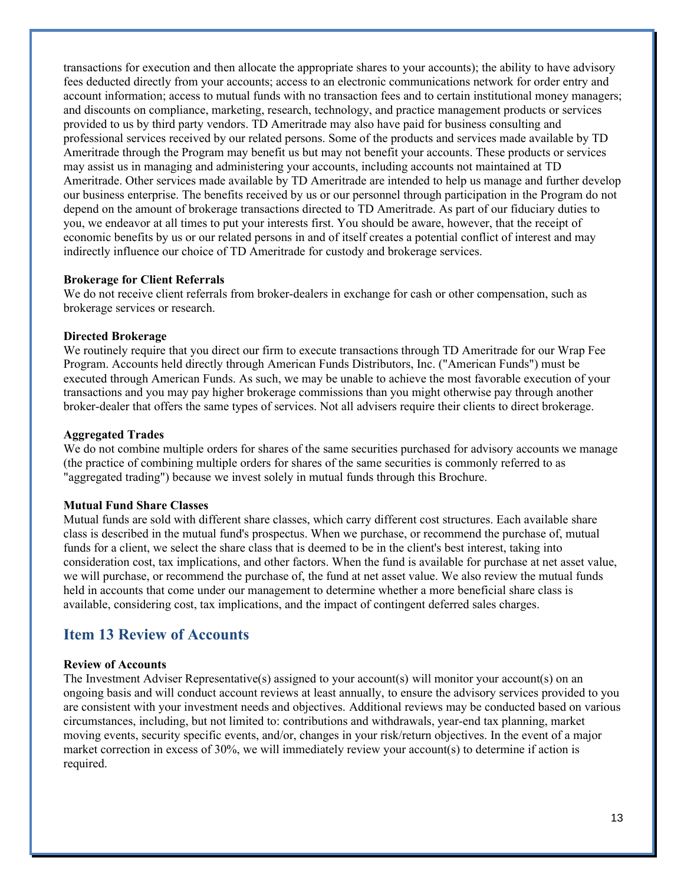transactions for execution and then allocate the appropriate shares to your accounts); the ability to have advisory fees deducted directly from your accounts; access to an electronic communications network for order entry and account information; access to mutual funds with no transaction fees and to certain institutional money managers; and discounts on compliance, marketing, research, technology, and practice management products or services provided to us by third party vendors. TD Ameritrade may also have paid for business consulting and professional services received by our related persons. Some of the products and services made available by TD Ameritrade through the Program may benefit us but may not benefit your accounts. These products or services may assist us in managing and administering your accounts, including accounts not maintained at TD Ameritrade. Other services made available by TD Ameritrade are intended to help us manage and further develop our business enterprise. The benefits received by us or our personnel through participation in the Program do not depend on the amount of brokerage transactions directed to TD Ameritrade. As part of our fiduciary duties to you, we endeavor at all times to put your interests first. You should be aware, however, that the receipt of economic benefits by us or our related persons in and of itself creates a potential conflict of interest and may indirectly influence our choice of TD Ameritrade for custody and brokerage services.

**Brokerage for Client Referrals**
We do not receive client referrals from broker-dealers in exchange for cash or other compensation, such as brokerage services or research.

**Directed Brokerage**
We routinely require that you direct our firm to execute transactions through TD Ameritrade for our Wrap Fee Program. Accounts held directly through American Funds Distributors, Inc. ("American Funds") must be executed through American Funds. As such, we may be unable to achieve the most favorable execution of your transactions and you may pay higher brokerage commissions than you might otherwise pay through another broker-dealer that offers the same types of services. Not all advisers require their clients to direct brokerage.

**Aggregated Trades**
We do not combine multiple orders for shares of the same securities purchased for advisory accounts we manage (the practice of combining multiple orders for shares of the same securities is commonly referred to as "aggregated trading") because we invest solely in mutual funds through this Brochure.

**Mutual Fund Share Classes**
Mutual funds are sold with different share classes, which carry different cost structures. Each available share class is described in the mutual fund's prospectus. When we purchase, or recommend the purchase of, mutual funds for a client, we select the share class that is deemed to be in the client's best interest, taking into consideration cost, tax implications, and other factors. When the fund is available for purchase at net asset value, we will purchase, or recommend the purchase of, the fund at net asset value. We also review the mutual funds held in accounts that come under our management to determine whether a more beneficial share class is available, considering cost, tax implications, and the impact of contingent deferred sales charges.

## Item 13 Review of Accounts

**Review of Accounts**
The Investment Adviser Representative(s) assigned to your account(s) will monitor your account(s) on an ongoing basis and will conduct account reviews at least annually, to ensure the advisory services provided to you are consistent with your investment needs and objectives. Additional reviews may be conducted based on various circumstances, including, but not limited to: contributions and withdrawals, year-end tax planning, market moving events, security specific events, and/or, changes in your risk/return objectives. In the event of a major market correction in excess of 30%, we will immediately review your account(s) to determine if action is required.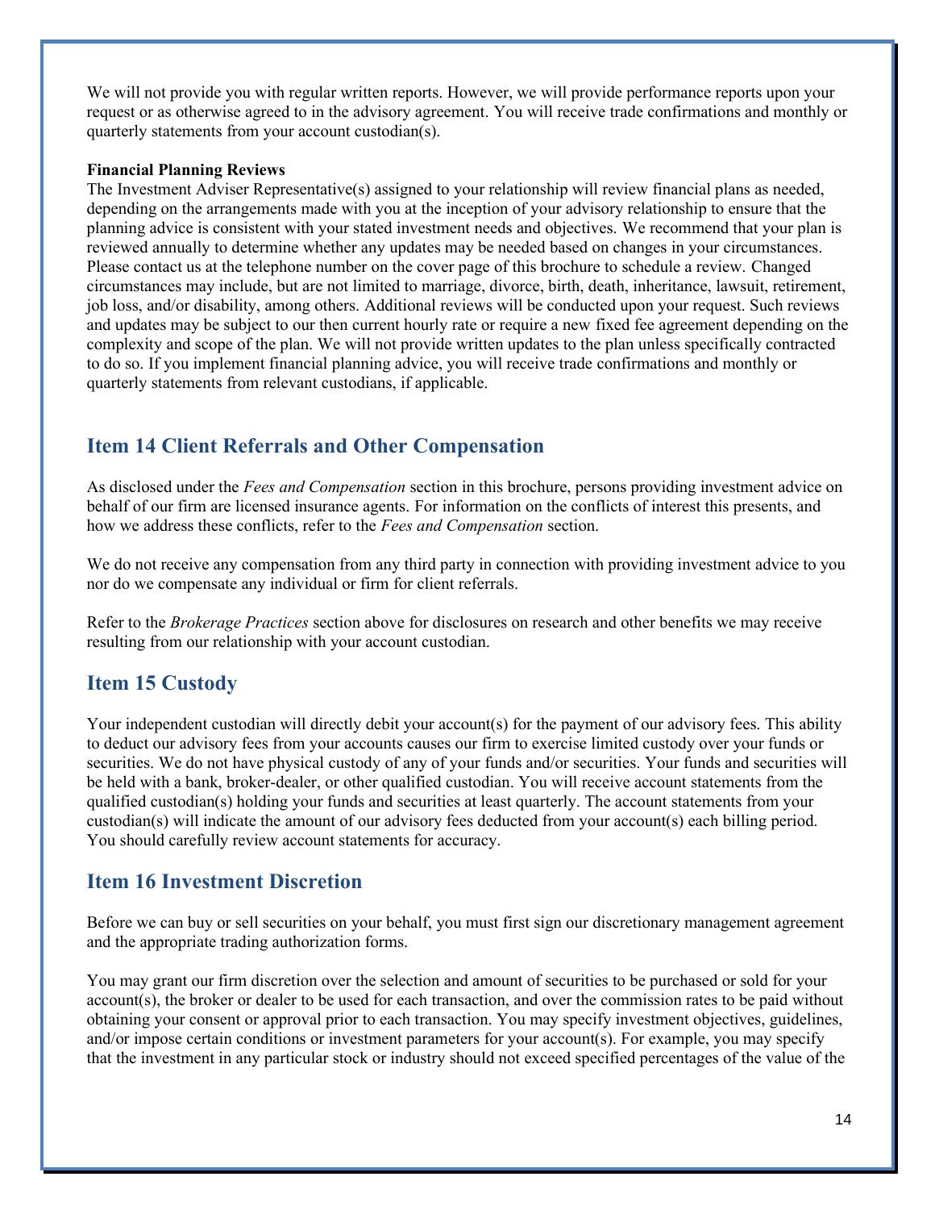We will not provide you with regular written reports. However, we will provide performance reports upon your request or as otherwise agreed to in the advisory agreement. You will receive trade confirmations and monthly or quarterly statements from your account custodian(s).

**Financial Planning Reviews**

The Investment Adviser Representative(s) assigned to your relationship will review financial plans as needed, depending on the arrangements made with you at the inception of your advisory relationship to ensure that the planning advice is consistent with your stated investment needs and objectives. We recommend that your plan is reviewed annually to determine whether any updates may be needed based on changes in your circumstances. Please contact us at the telephone number on the cover page of this brochure to schedule a review. Changed circumstances may include, but are not limited to marriage, divorce, birth, death, inheritance, lawsuit, retirement, job loss, and/or disability, among others. Additional reviews will be conducted upon your request. Such reviews and updates may be subject to our then current hourly rate or require a new fixed fee agreement depending on the complexity and scope of the plan. We will not provide written updates to the plan unless specifically contracted to do so. If you implement financial planning advice, you will receive trade confirmations and monthly or quarterly statements from relevant custodians, if applicable.

## Item 14 Client Referrals and Other Compensation

As disclosed under the *Fees and Compensation* section in this brochure, persons providing investment advice on behalf of our firm are licensed insurance agents. For information on the conflicts of interest this presents, and how we address these conflicts, refer to the *Fees and Compensation* section.

We do not receive any compensation from any third party in connection with providing investment advice to you nor do we compensate any individual or firm for client referrals.

Refer to the *Brokerage Practices* section above for disclosures on research and other benefits we may receive resulting from our relationship with your account custodian.

## Item 15 Custody

Your independent custodian will directly debit your account(s) for the payment of our advisory fees. This ability to deduct our advisory fees from your accounts causes our firm to exercise limited custody over your funds or securities. We do not have physical custody of any of your funds and/or securities. Your funds and securities will be held with a bank, broker-dealer, or other qualified custodian. You will receive account statements from the qualified custodian(s) holding your funds and securities at least quarterly. The account statements from your custodian(s) will indicate the amount of our advisory fees deducted from your account(s) each billing period. You should carefully review account statements for accuracy.

## Item 16 Investment Discretion

Before we can buy or sell securities on your behalf, you must first sign our discretionary management agreement and the appropriate trading authorization forms.

You may grant our firm discretion over the selection and amount of securities to be purchased or sold for your account(s), the broker or dealer to be used for each transaction, and over the commission rates to be paid without obtaining your consent or approval prior to each transaction. You may specify investment objectives, guidelines, and/or impose certain conditions or investment parameters for your account(s). For example, you may specify that the investment in any particular stock or industry should not exceed specified percentages of the value of the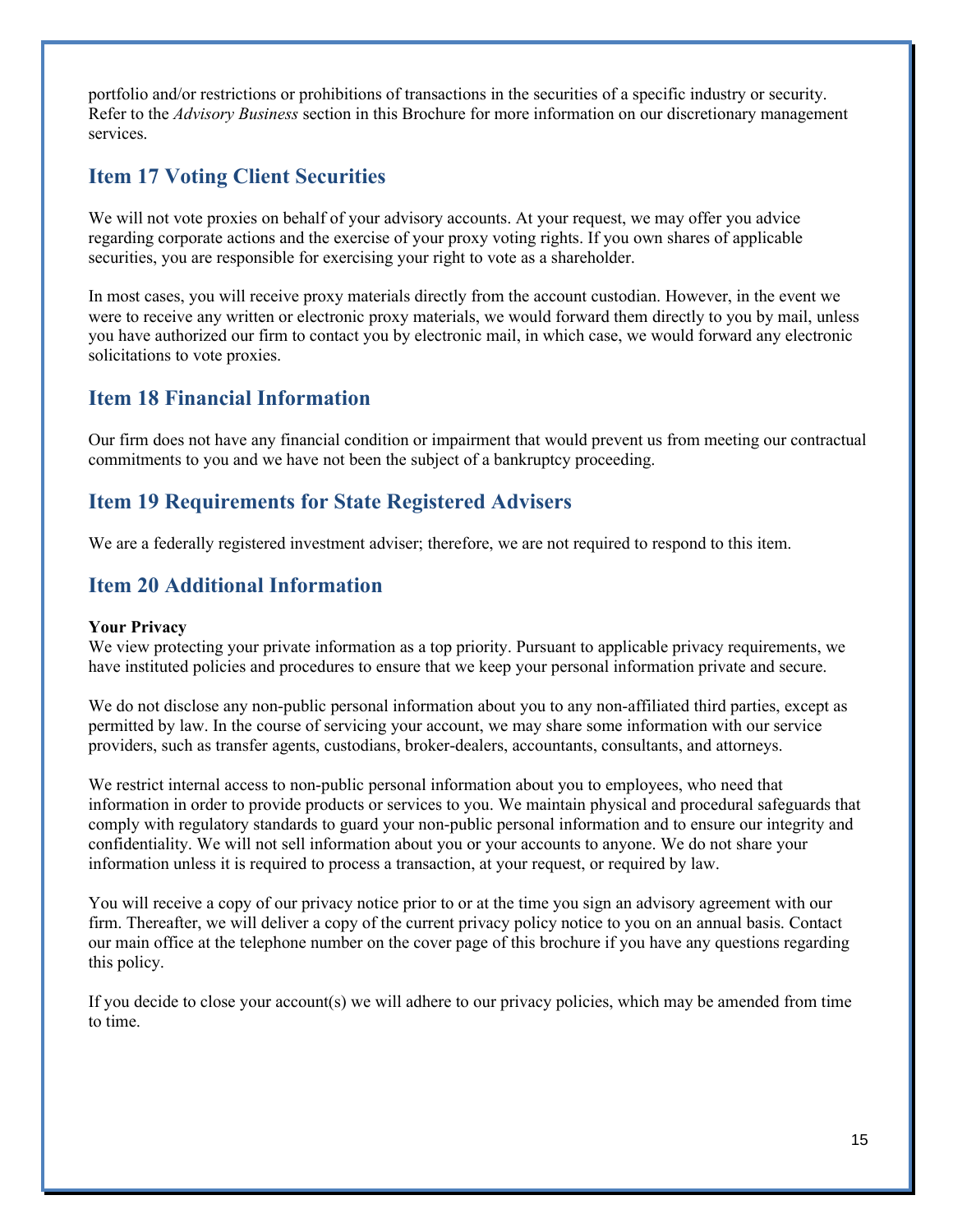portfolio and/or restrictions or prohibitions of transactions in the securities of a specific industry or security. Refer to the *Advisory Business* section in this Brochure for more information on our discretionary management services.

## Item 17 Voting Client Securities

We will not vote proxies on behalf of your advisory accounts. At your request, we may offer you advice regarding corporate actions and the exercise of your proxy voting rights. If you own shares of applicable securities, you are responsible for exercising your right to vote as a shareholder.

In most cases, you will receive proxy materials directly from the account custodian. However, in the event we were to receive any written or electronic proxy materials, we would forward them directly to you by mail, unless you have authorized our firm to contact you by electronic mail, in which case, we would forward any electronic solicitations to vote proxies.

## Item 18 Financial Information

Our firm does not have any financial condition or impairment that would prevent us from meeting our contractual commitments to you and we have not been the subject of a bankruptcy proceeding.

## Item 19 Requirements for State Registered Advisers

We are a federally registered investment adviser; therefore, we are not required to respond to this item.

## Item 20 Additional Information

**Your Privacy**
We view protecting your private information as a top priority. Pursuant to applicable privacy requirements, we have instituted policies and procedures to ensure that we keep your personal information private and secure.

We do not disclose any non-public personal information about you to any non-affiliated third parties, except as permitted by law. In the course of servicing your account, we may share some information with our service providers, such as transfer agents, custodians, broker-dealers, accountants, consultants, and attorneys.

We restrict internal access to non-public personal information about you to employees, who need that information in order to provide products or services to you. We maintain physical and procedural safeguards that comply with regulatory standards to guard your non-public personal information and to ensure our integrity and confidentiality. We will not sell information about you or your accounts to anyone. We do not share your information unless it is required to process a transaction, at your request, or required by law.

You will receive a copy of our privacy notice prior to or at the time you sign an advisory agreement with our firm. Thereafter, we will deliver a copy of the current privacy policy notice to you on an annual basis. Contact our main office at the telephone number on the cover page of this brochure if you have any questions regarding this policy.

If you decide to close your account(s) we will adhere to our privacy policies, which may be amended from time to time.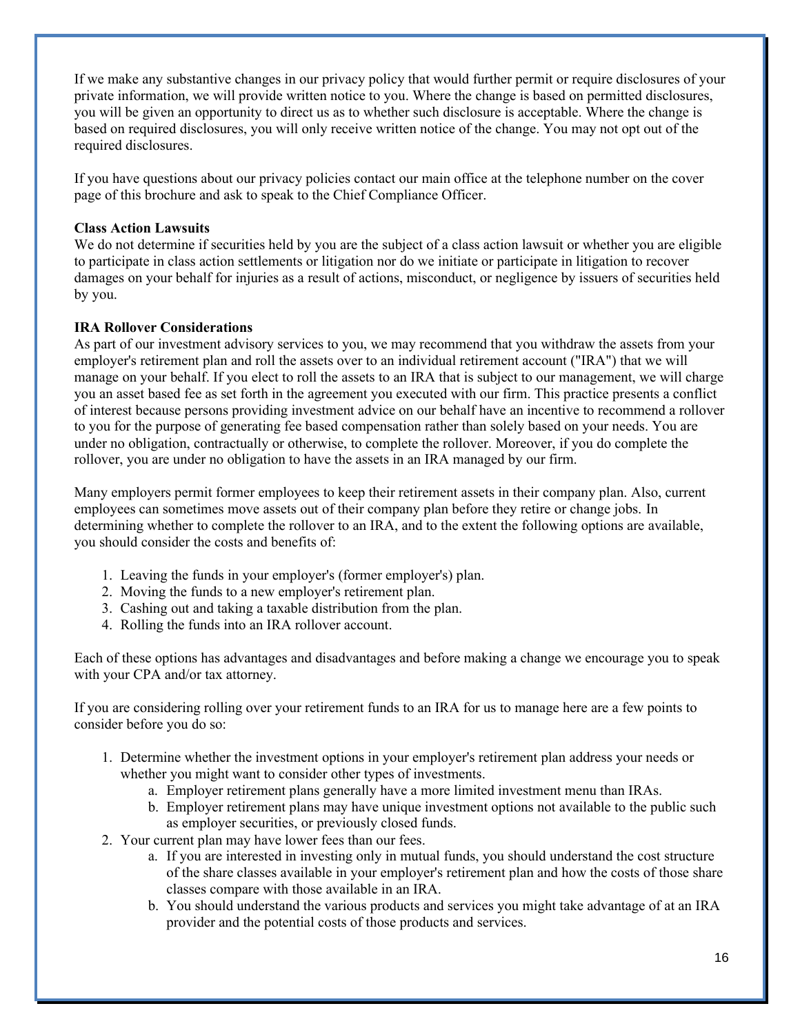If we make any substantive changes in our privacy policy that would further permit or require disclosures of your private information, we will provide written notice to you. Where the change is based on permitted disclosures, you will be given an opportunity to direct us as to whether such disclosure is acceptable. Where the change is based on required disclosures, you will only receive written notice of the change. You may not opt out of the required disclosures.

If you have questions about our privacy policies contact our main office at the telephone number on the cover page of this brochure and ask to speak to the Chief Compliance Officer.

**Class Action Lawsuits**

We do not determine if securities held by you are the subject of a class action lawsuit or whether you are eligible to participate in class action settlements or litigation nor do we initiate or participate in litigation to recover damages on your behalf for injuries as a result of actions, misconduct, or negligence by issuers of securities held by you.

**IRA Rollover Considerations**

As part of our investment advisory services to you, we may recommend that you withdraw the assets from your employer's retirement plan and roll the assets over to an individual retirement account ("IRA") that we will manage on your behalf. If you elect to roll the assets to an IRA that is subject to our management, we will charge you an asset based fee as set forth in the agreement you executed with our firm. This practice presents a conflict of interest because persons providing investment advice on our behalf have an incentive to recommend a rollover to you for the purpose of generating fee based compensation rather than solely based on your needs. You are under no obligation, contractually or otherwise, to complete the rollover. Moreover, if you do complete the rollover, you are under no obligation to have the assets in an IRA managed by our firm.

Many employers permit former employees to keep their retirement assets in their company plan. Also, current employees can sometimes move assets out of their company plan before they retire or change jobs. In determining whether to complete the rollover to an IRA, and to the extent the following options are available, you should consider the costs and benefits of:

1. Leaving the funds in your employer's (former employer's) plan.
2. Moving the funds to a new employer's retirement plan.
3. Cashing out and taking a taxable distribution from the plan.
4. Rolling the funds into an IRA rollover account.

Each of these options has advantages and disadvantages and before making a change we encourage you to speak with your CPA and/or tax attorney.

If you are considering rolling over your retirement funds to an IRA for us to manage here are a few points to consider before you do so:

1. Determine whether the investment options in your employer's retirement plan address your needs or whether you might want to consider other types of investments.
    a. Employer retirement plans generally have a more limited investment menu than IRAs.
    b. Employer retirement plans may have unique investment options not available to the public such as employer securities, or previously closed funds.
2. Your current plan may have lower fees than our fees.
    a. If you are interested in investing only in mutual funds, you should understand the cost structure of the share classes available in your employer's retirement plan and how the costs of those share classes compare with those available in an IRA.
    b. You should understand the various products and services you might take advantage of at an IRA provider and the potential costs of those products and services.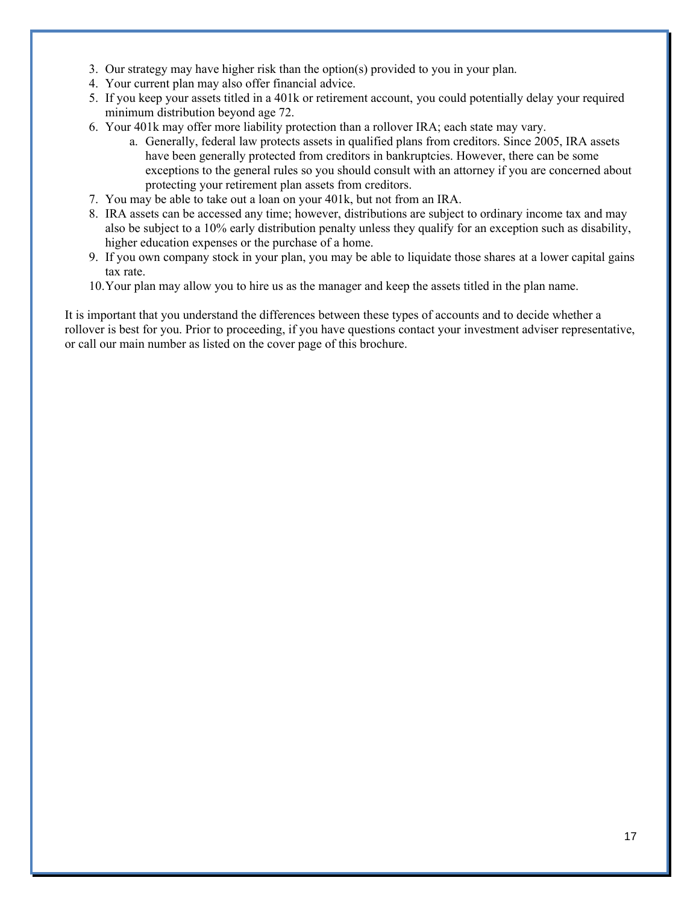3. Our strategy may have higher risk than the option(s) provided to you in your plan.
4. Your current plan may also offer financial advice.
5. If you keep your assets titled in a 401k or retirement account, you could potentially delay your required minimum distribution beyond age 72.
6. Your 401k may offer more liability protection than a rollover IRA; each state may vary.
    a. Generally, federal law protects assets in qualified plans from creditors. Since 2005, IRA assets have been generally protected from creditors in bankruptcies. However, there can be some exceptions to the general rules so you should consult with an attorney if you are concerned about protecting your retirement plan assets from creditors.
7. You may be able to take out a loan on your 401k, but not from an IRA.
8. IRA assets can be accessed any time; however, distributions are subject to ordinary income tax and may also be subject to a 10% early distribution penalty unless they qualify for an exception such as disability, higher education expenses or the purchase of a home.
9. If you own company stock in your plan, you may be able to liquidate those shares at a lower capital gains tax rate.
10. Your plan may allow you to hire us as the manager and keep the assets titled in the plan name.

It is important that you understand the differences between these types of accounts and to decide whether a rollover is best for you. Prior to proceeding, if you have questions contact your investment adviser representative, or call our main number as listed on the cover page of this brochure.